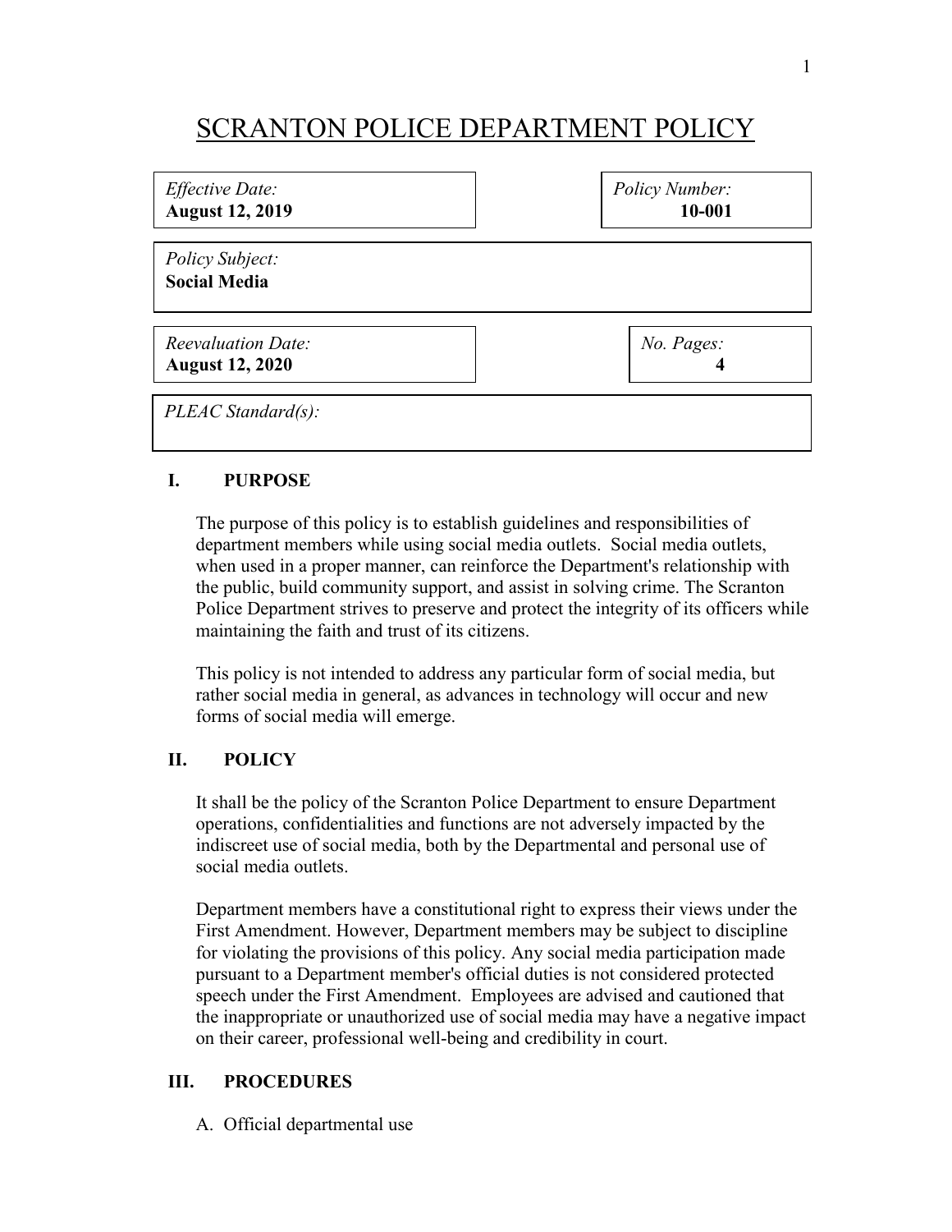# SCRANTON POLICE DEPARTMENT POLICY

| *Effective Date:* **August 12, 2019** | *Policy Number:* **10-001** |
|---|---|
| *Policy Subject:* **Social Media** | |
| *Reevaluation Date:* **August 12, 2020** | *No. Pages:* **4** |
| *PLEAC Standard(s):* | |

## I. PURPOSE

The purpose of this policy is to establish guidelines and responsibilities of department members while using social media outlets. Social media outlets, when used in a proper manner, can reinforce the Department's relationship with the public, build community support, and assist in solving crime. The Scranton Police Department strives to preserve and protect the integrity of its officers while maintaining the faith and trust of its citizens.

This policy is not intended to address any particular form of social media, but rather social media in general, as advances in technology will occur and new forms of social media will emerge.

## II. POLICY

It shall be the policy of the Scranton Police Department to ensure Department operations, confidentialities and functions are not adversely impacted by the indiscreet use of social media, both by the Departmental and personal use of social media outlets.

Department members have a constitutional right to express their views under the First Amendment. However, Department members may be subject to discipline for violating the provisions of this policy. Any social media participation made pursuant to a Department member's official duties is not considered protected speech under the First Amendment. Employees are advised and cautioned that the inappropriate or unauthorized use of social media may have a negative impact on their career, professional well-being and credibility in court.

## III. PROCEDURES

A. Official departmental use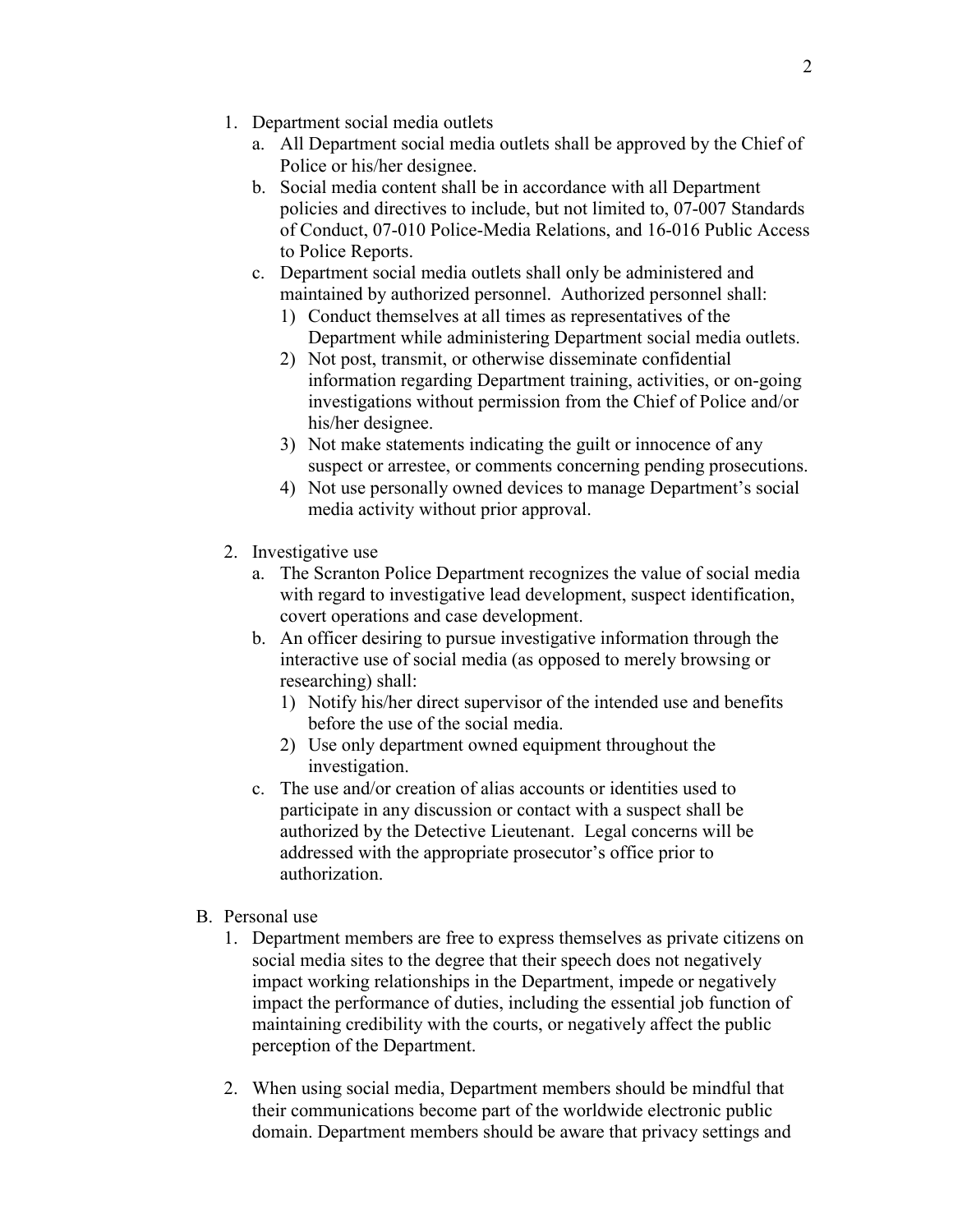1. Department social media outlets
   a. All Department social media outlets shall be approved by the Chief of Police or his/her designee.
   b. Social media content shall be in accordance with all Department policies and directives to include, but not limited to, 07-007 Standards of Conduct, 07-010 Police-Media Relations, and 16-016 Public Access to Police Reports.
   c. Department social media outlets shall only be administered and maintained by authorized personnel. Authorized personnel shall:
      1) Conduct themselves at all times as representatives of the Department while administering Department social media outlets.
      2) Not post, transmit, or otherwise disseminate confidential information regarding Department training, activities, or on-going investigations without permission from the Chief of Police and/or his/her designee.
      3) Not make statements indicating the guilt or innocence of any suspect or arrestee, or comments concerning pending prosecutions.
      4) Not use personally owned devices to manage Department's social media activity without prior approval.

2. Investigative use
   a. The Scranton Police Department recognizes the value of social media with regard to investigative lead development, suspect identification, covert operations and case development.
   b. An officer desiring to pursue investigative information through the interactive use of social media (as opposed to merely browsing or researching) shall:
      1) Notify his/her direct supervisor of the intended use and benefits before the use of the social media.
      2) Use only department owned equipment throughout the investigation.
   c. The use and/or creation of alias accounts or identities used to participate in any discussion or contact with a suspect shall be authorized by the Detective Lieutenant. Legal concerns will be addressed with the appropriate prosecutor's office prior to authorization.

B. Personal use
   1. Department members are free to express themselves as private citizens on social media sites to the degree that their speech does not negatively impact working relationships in the Department, impede or negatively impact the performance of duties, including the essential job function of maintaining credibility with the courts, or negatively affect the public perception of the Department.

   2. When using social media, Department members should be mindful that their communications become part of the worldwide electronic public domain. Department members should be aware that privacy settings and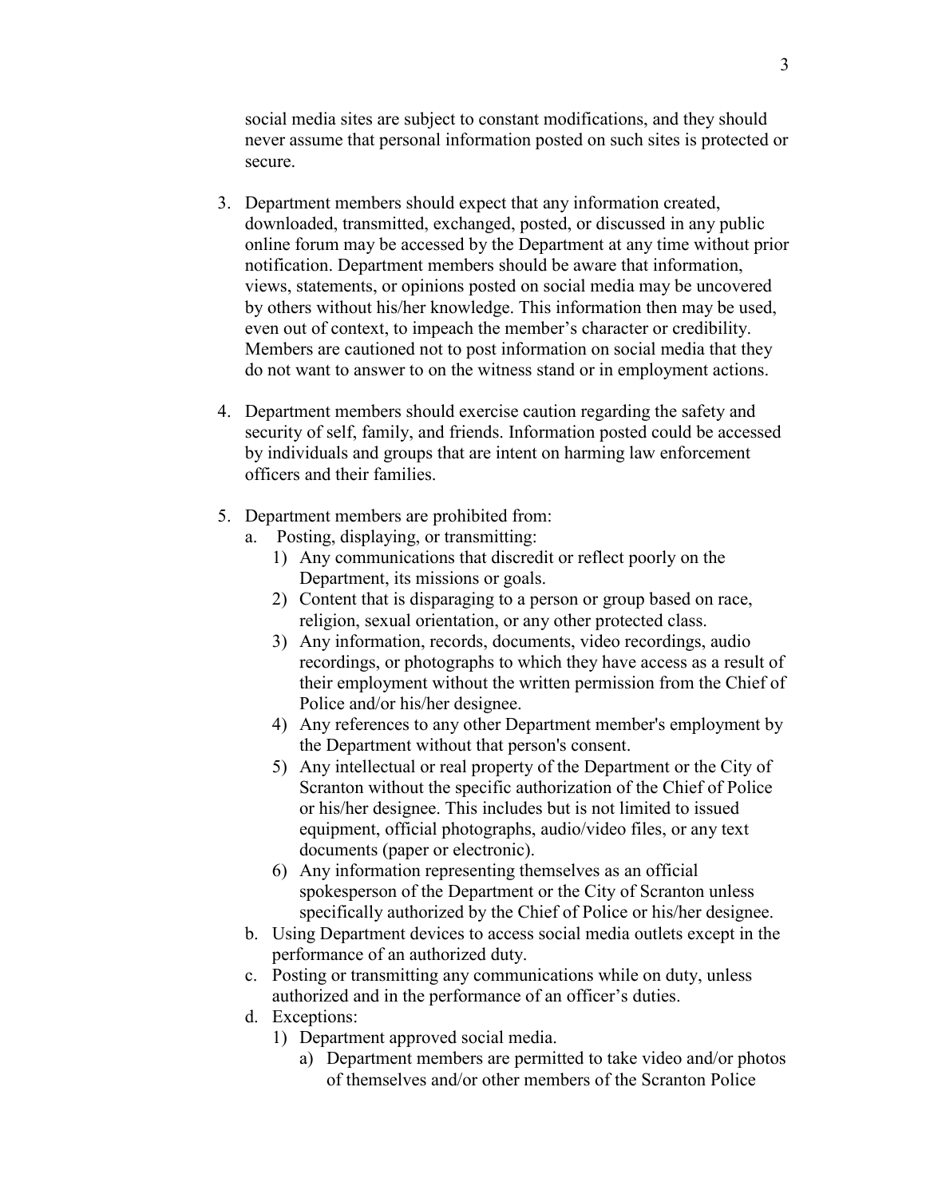social media sites are subject to constant modifications, and they should never assume that personal information posted on such sites is protected or secure.

3. Department members should expect that any information created, downloaded, transmitted, exchanged, posted, or discussed in any public online forum may be accessed by the Department at any time without prior notification. Department members should be aware that information, views, statements, or opinions posted on social media may be uncovered by others without his/her knowledge. This information then may be used, even out of context, to impeach the member's character or credibility. Members are cautioned not to post information on social media that they do not want to answer to on the witness stand or in employment actions.

4. Department members should exercise caution regarding the safety and security of self, family, and friends. Information posted could be accessed by individuals and groups that are intent on harming law enforcement officers and their families.

5. Department members are prohibited from:
   a. Posting, displaying, or transmitting:
      1) Any communications that discredit or reflect poorly on the Department, its missions or goals.
      2) Content that is disparaging to a person or group based on race, religion, sexual orientation, or any other protected class.
      3) Any information, records, documents, video recordings, audio recordings, or photographs to which they have access as a result of their employment without the written permission from the Chief of Police and/or his/her designee.
      4) Any references to any other Department member's employment by the Department without that person's consent.
      5) Any intellectual or real property of the Department or the City of Scranton without the specific authorization of the Chief of Police or his/her designee. This includes but is not limited to issued equipment, official photographs, audio/video files, or any text documents (paper or electronic).
      6) Any information representing themselves as an official spokesperson of the Department or the City of Scranton unless specifically authorized by the Chief of Police or his/her designee.
   b. Using Department devices to access social media outlets except in the performance of an authorized duty.
   c. Posting or transmitting any communications while on duty, unless authorized and in the performance of an officer's duties.
   d. Exceptions:
      1) Department approved social media.
         a) Department members are permitted to take video and/or photos of themselves and/or other members of the Scranton Police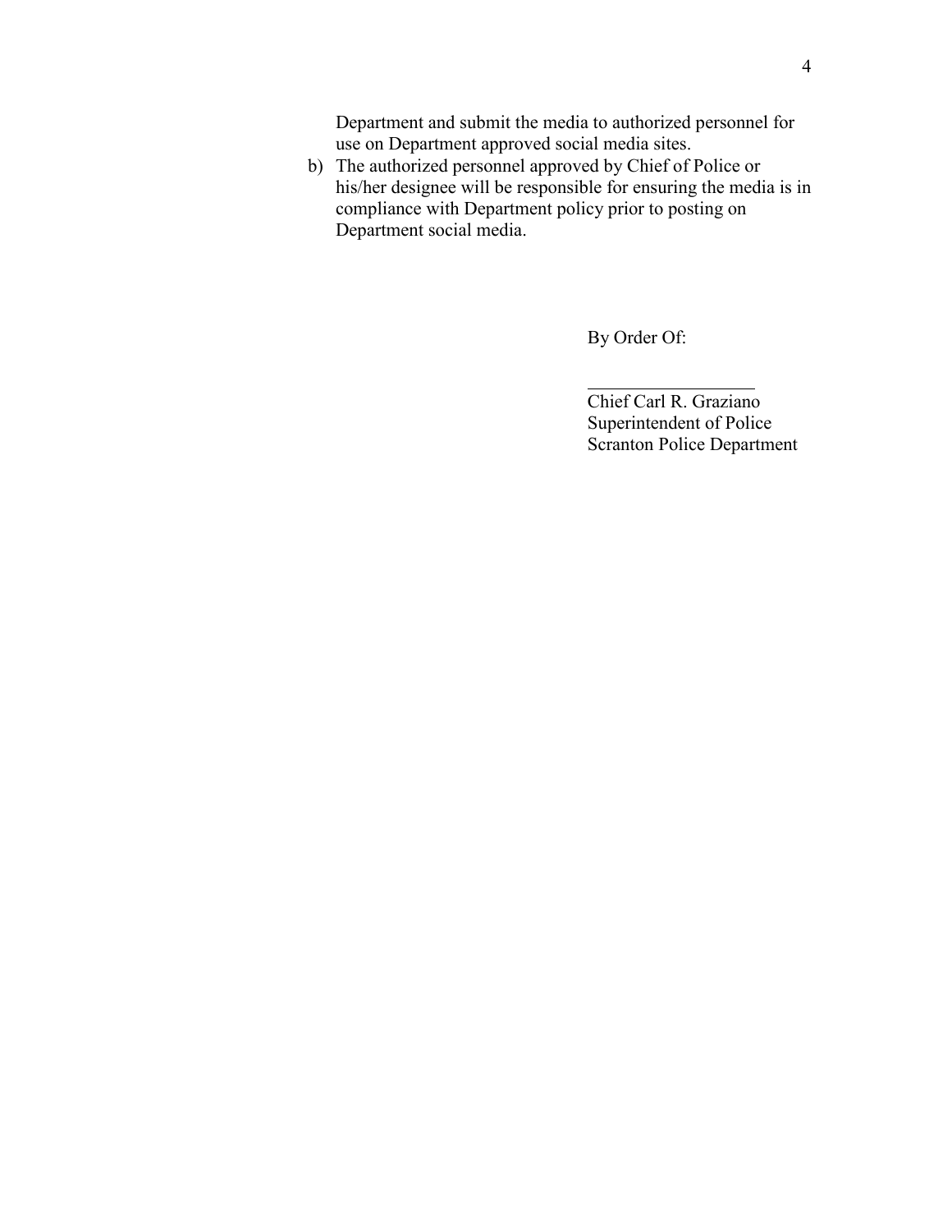Department and submit the media to authorized personnel for use on Department approved social media sites.

b) The authorized personnel approved by Chief of Police or his/her designee will be responsible for ensuring the media is in compliance with Department policy prior to posting on Department social media.

By Order Of:

\_\_\_\_\_\_\_\_\_\_\_\_\_\_\_\_\_\_\_

Chief Carl R. Graziano
Superintendent of Police
Scranton Police Department